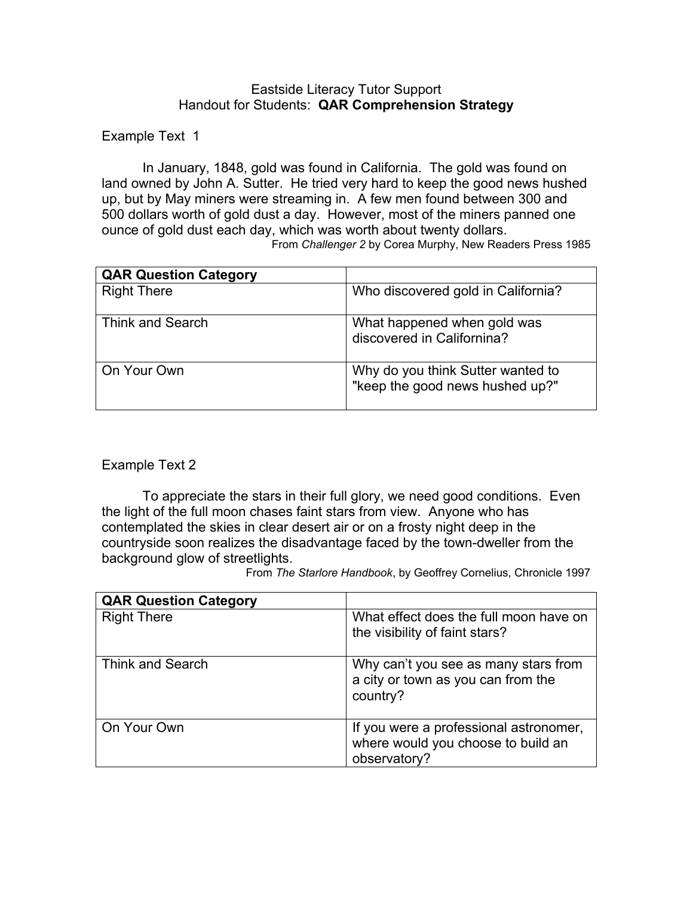Eastside Literacy Tutor Support
Handout for Students: **QAR Comprehension Strategy**

Example Text 1

In January, 1848, gold was found in California. The gold was found on land owned by John A. Sutter. He tried very hard to keep the good news hushed up, but by May miners were streaming in. A few men found between 300 and 500 dollars worth of gold dust a day. However, most of the miners panned one ounce of gold dust each day, which was worth about twenty dollars.

From *Challenger 2* by Corea Murphy, New Readers Press 1985

| **QAR Question Category** | |
|---|---|
| Right There | Who discovered gold in California? |
| Think and Search | What happened when gold was discovered in Californina? |
| On Your Own | Why do you think Sutter wanted to "keep the good news hushed up?" |

Example Text 2

To appreciate the stars in their full glory, we need good conditions. Even the light of the full moon chases faint stars from view. Anyone who has contemplated the skies in clear desert air or on a frosty night deep in the countryside soon realizes the disadvantage faced by the town-dweller from the background glow of streetlights.

From *The Starlore Handbook*, by Geoffrey Cornelius, Chronicle 1997

| **QAR Question Category** | |
|---|---|
| Right There | What effect does the full moon have on the visibility of faint stars? |
| Think and Search | Why can't you see as many stars from a city or town as you can from the country? |
| On Your Own | If you were a professional astronomer, where would you choose to build an observatory? |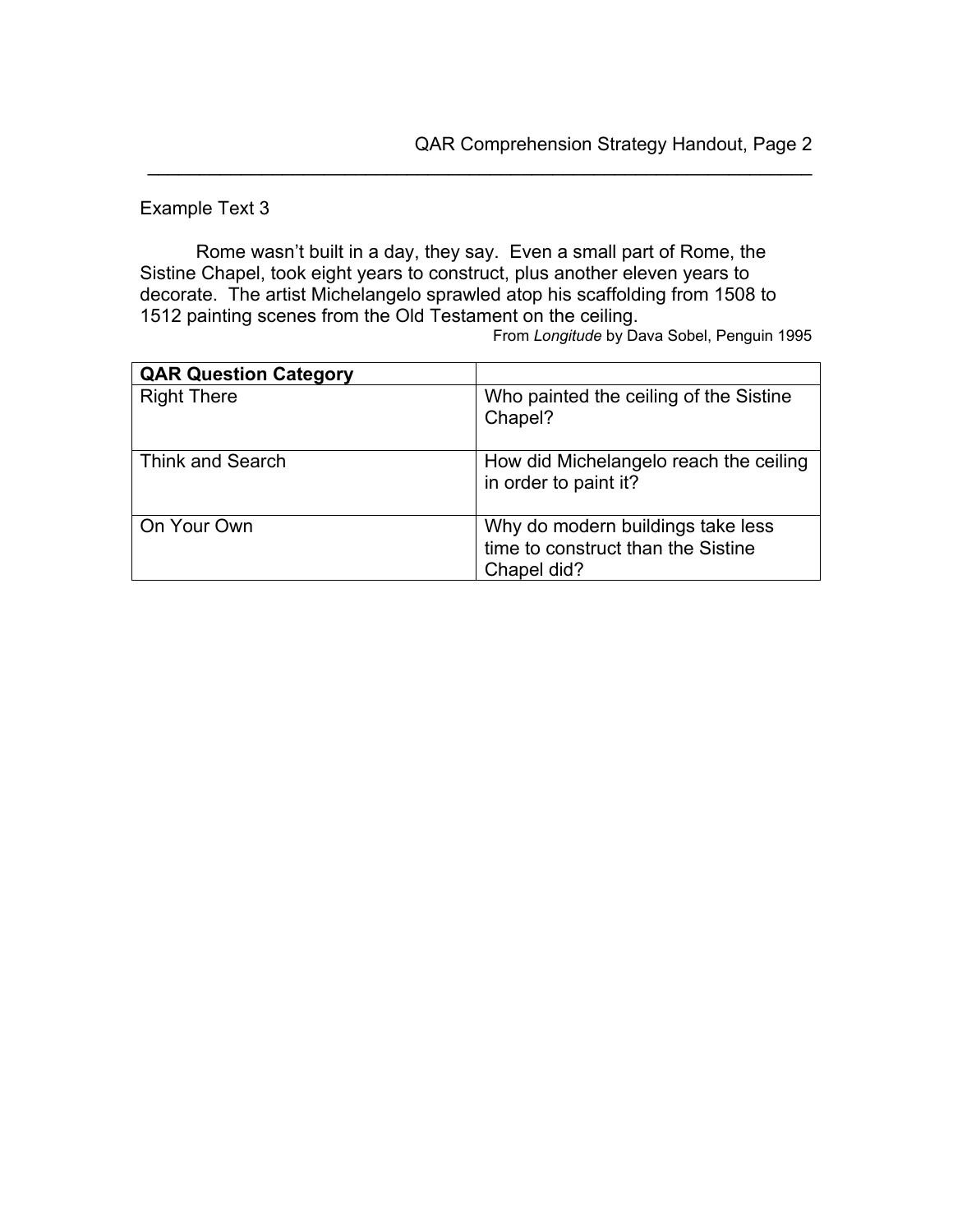Example Text 3

Rome wasn't built in a day, they say. Even a small part of Rome, the Sistine Chapel, took eight years to construct, plus another eleven years to decorate. The artist Michelangelo sprawled atop his scaffolding from 1508 to 1512 painting scenes from the Old Testament on the ceiling.

From *Longitude* by Dava Sobel, Penguin 1995

| **QAR Question Category** | |
|---|---|
| Right There | Who painted the ceiling of the Sistine Chapel? |
| Think and Search | How did Michelangelo reach the ceiling in order to paint it? |
| On Your Own | Why do modern buildings take less time to construct than the Sistine Chapel did? |